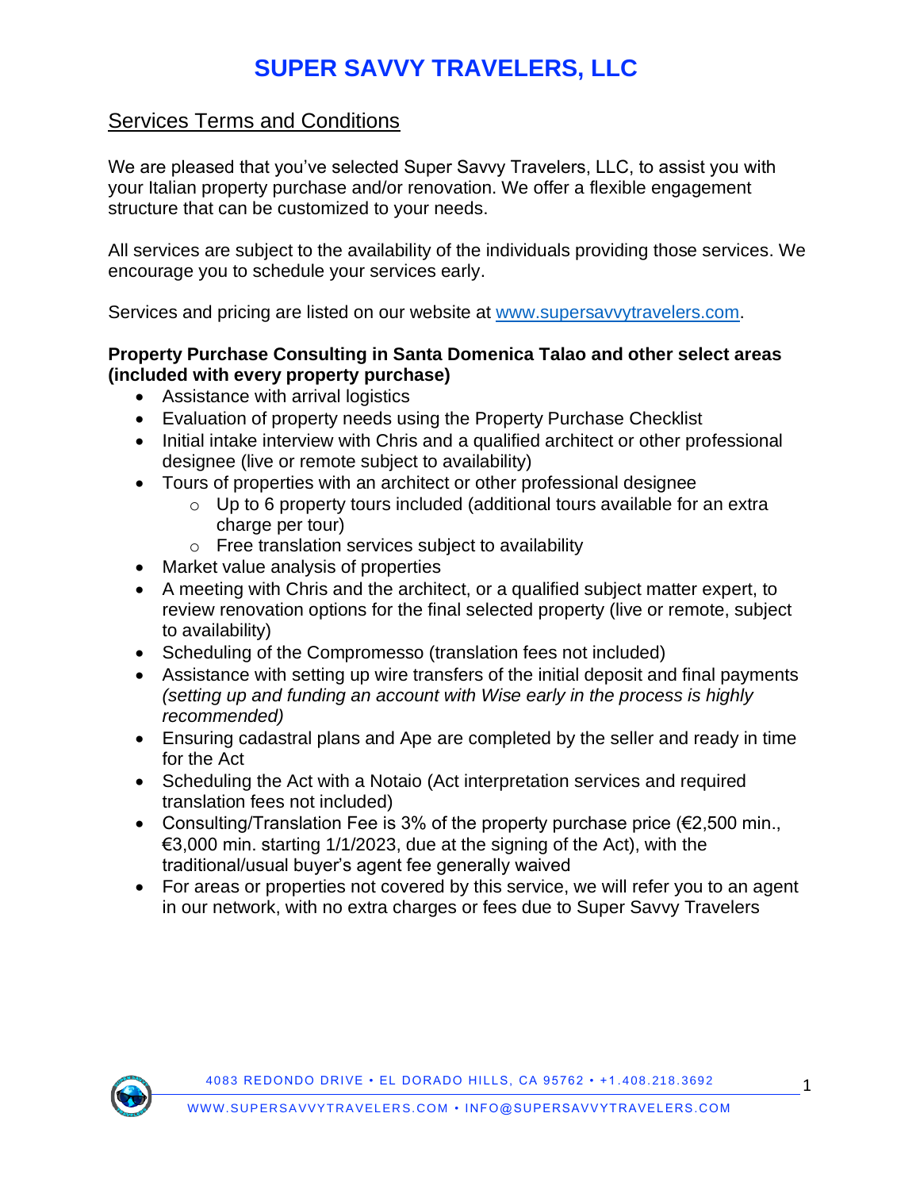# SUPER SAVVY TRAVELERS, LLC

## Services Terms and Conditions

We are pleased that you've selected Super Savvy Travelers, LLC, to assist you with your Italian property purchase and/or renovation. We offer a flexible engagement structure that can be customized to your needs.

All services are subject to the availability of the individuals providing those services. We encourage you to schedule your services early.

Services and pricing are listed on our website at [www.supersavvytravelers.com](http://www.supersavvytravelers.com).

**Property Purchase Consulting in Santa Domenica Talao and other select areas (included with every property purchase)**

- Assistance with arrival logistics
- Evaluation of property needs using the Property Purchase Checklist
- Initial intake interview with Chris and a qualified architect or other professional designee (live or remote subject to availability)
- Tours of properties with an architect or other professional designee
  - Up to 6 property tours included (additional tours available for an extra charge per tour)
  - Free translation services subject to availability
- Market value analysis of properties
- A meeting with Chris and the architect, or a qualified subject matter expert, to review renovation options for the final selected property (live or remote, subject to availability)
- Scheduling of the Compromesso (translation fees not included)
- Assistance with setting up wire transfers of the initial deposit and final payments *(setting up and funding an account with Wise early in the process is highly recommended)*
- Ensuring cadastral plans and Ape are completed by the seller and ready in time for the Act
- Scheduling the Act with a Notaio (Act interpretation services and required translation fees not included)
- Consulting/Translation Fee is 3% of the property purchase price (€2,500 min., €3,000 min. starting 1/1/2023, due at the signing of the Act), with the traditional/usual buyer's agent fee generally waived
- For areas or properties not covered by this service, we will refer you to an agent in our network, with no extra charges or fees due to Super Savvy Travelers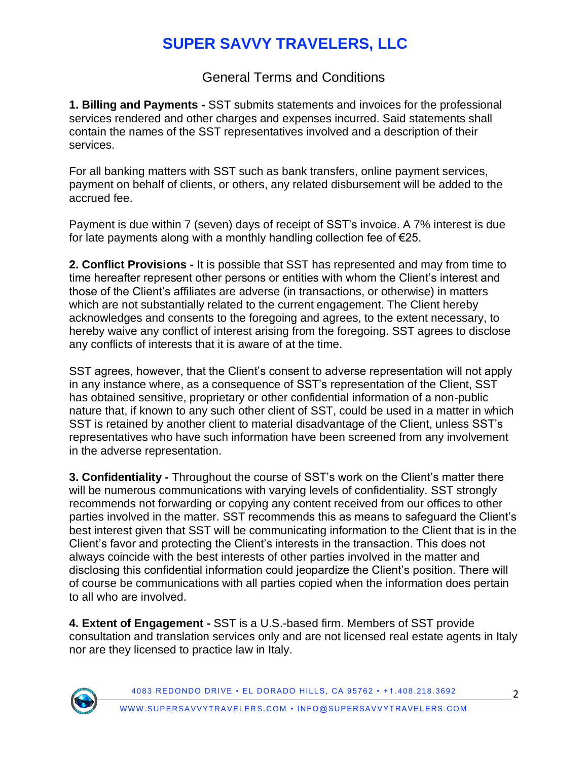# SUPER SAVVY TRAVELERS, LLC

General Terms and Conditions

**1. Billing and Payments -** SST submits statements and invoices for the professional services rendered and other charges and expenses incurred. Said statements shall contain the names of the SST representatives involved and a description of their services.

For all banking matters with SST such as bank transfers, online payment services, payment on behalf of clients, or others, any related disbursement will be added to the accrued fee.

Payment is due within 7 (seven) days of receipt of SST's invoice. A 7% interest is due for late payments along with a monthly handling collection fee of €25.

**2. Conflict Provisions -** It is possible that SST has represented and may from time to time hereafter represent other persons or entities with whom the Client's interest and those of the Client's affiliates are adverse (in transactions, or otherwise) in matters which are not substantially related to the current engagement. The Client hereby acknowledges and consents to the foregoing and agrees, to the extent necessary, to hereby waive any conflict of interest arising from the foregoing. SST agrees to disclose any conflicts of interests that it is aware of at the time.

SST agrees, however, that the Client's consent to adverse representation will not apply in any instance where, as a consequence of SST's representation of the Client, SST has obtained sensitive, proprietary or other confidential information of a non-public nature that, if known to any such other client of SST, could be used in a matter in which SST is retained by another client to material disadvantage of the Client, unless SST's representatives who have such information have been screened from any involvement in the adverse representation.

**3. Confidentiality -** Throughout the course of SST's work on the Client's matter there will be numerous communications with varying levels of confidentiality. SST strongly recommends not forwarding or copying any content received from our offices to other parties involved in the matter. SST recommends this as means to safeguard the Client's best interest given that SST will be communicating information to the Client that is in the Client's favor and protecting the Client's interests in the transaction. This does not always coincide with the best interests of other parties involved in the matter and disclosing this confidential information could jeopardize the Client's position. There will of course be communications with all parties copied when the information does pertain to all who are involved.

**4. Extent of Engagement -** SST is a U.S.-based firm. Members of SST provide consultation and translation services only and are not licensed real estate agents in Italy nor are they licensed to practice law in Italy.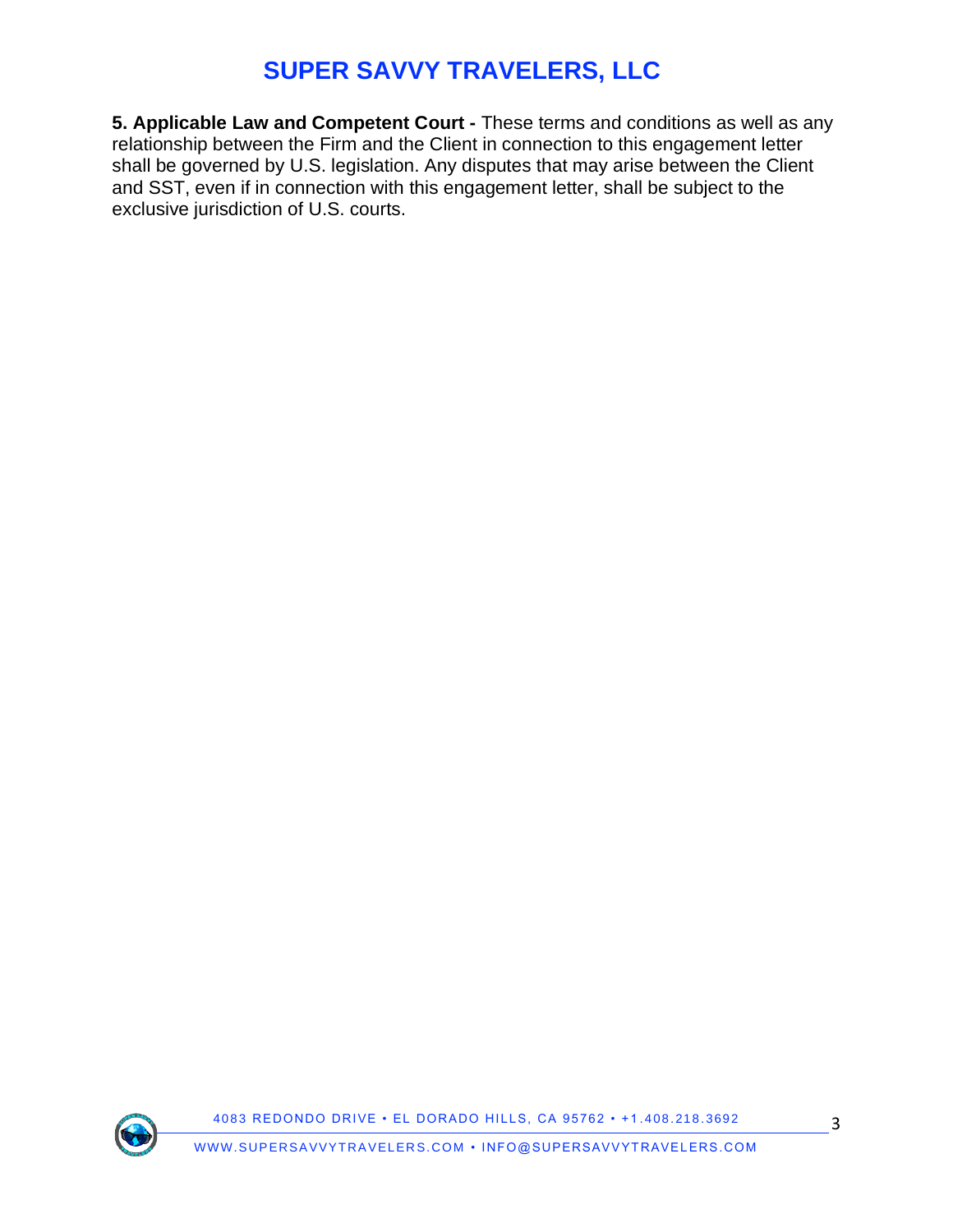**5. Applicable Law and Competent Court -** These terms and conditions as well as any relationship between the Firm and the Client in connection to this engagement letter shall be governed by U.S. legislation. Any disputes that may arise between the Client and SST, even if in connection with this engagement letter, shall be subject to the exclusive jurisdiction of U.S. courts.